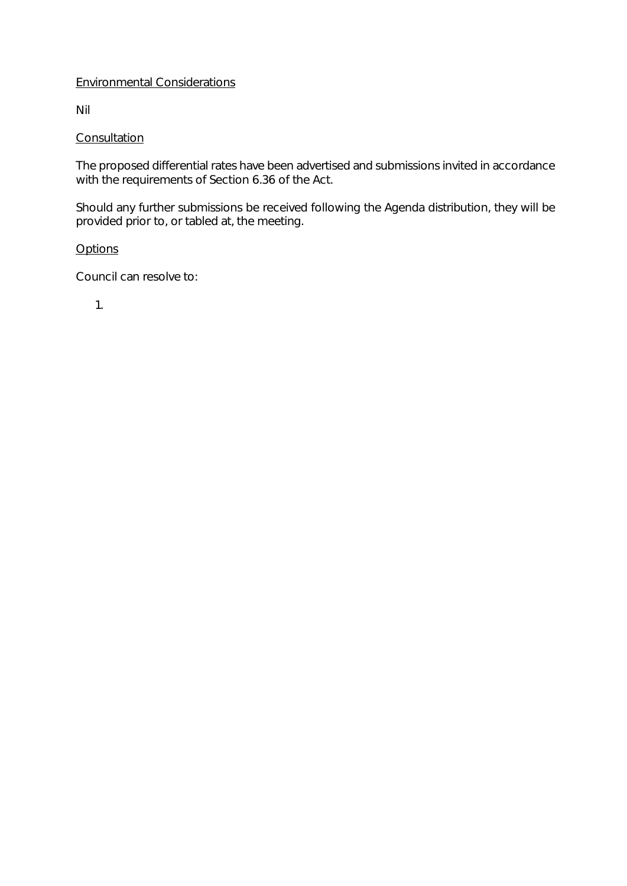<u>Environmental Considerations</u>

Nil

<u>Consultation</u>

The proposed differential rates have been advertised and submissions invited in accordance with the requirements of Section 6.36 of the Act.

Should any further submissions be received following the Agenda distribution, they will be provided prior to, or tabled at, the meeting.

<u>Options</u>

Council can resolve to:

1.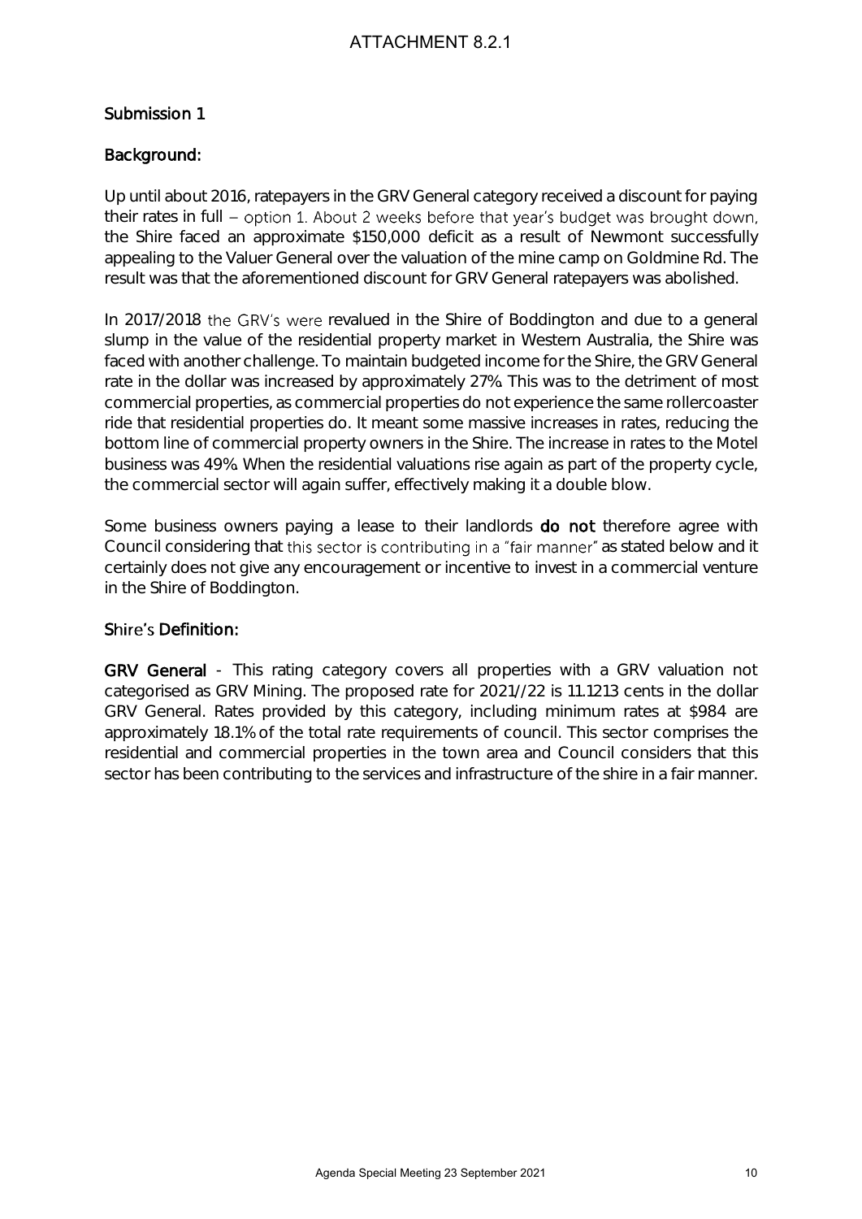**Submission 1**

**Background:**

Up until about 2016, ratepayers in the GRV General category received a discount for paying their rates in full – option 1. About 2 weeks before that year's budget was brought down, the Shire faced an approximate $150,000 deficit as a result of Newmont successfully appealing to the Valuer General over the valuation of the mine camp on Goldmine Rd. The result was that the aforementioned discount for GRV General ratepayers was abolished.

In 2017/2018 the GRV's were revalued in the Shire of Boddington and due to a general slump in the value of the residential property market in Western Australia, the Shire was faced with another challenge. To maintain budgeted income for the Shire, the GRV General rate in the dollar was increased by approximately 27%. This was to the detriment of most commercial properties, as commercial properties do not experience the same rollercoaster ride that residential properties do. It meant some massive increases in rates, reducing the bottom line of commercial property owners in the Shire. The increase in rates to the Motel business was 49%. When the residential valuations rise again as part of the property cycle, the commercial sector will again suffer, effectively making it a double blow.

Some business owners paying a lease to their landlords **do not** therefore agree with Council considering that this sector is contributing in a "fair manner" as stated below and it certainly does not give any encouragement or incentive to invest in a commercial venture in the Shire of Boddington.

**Shire's Definition:**

**GRV General** - This rating category covers all properties with a GRV valuation not categorised as GRV Mining. The proposed rate for 2021//22 is 11.1213 cents in the dollar GRV General. Rates provided by this category, including minimum rates at $984 are approximately 18.1% of the total rate requirements of council. This sector comprises the residential and commercial properties in the town area and Council considers that this sector has been contributing to the services and infrastructure of the shire in a fair manner.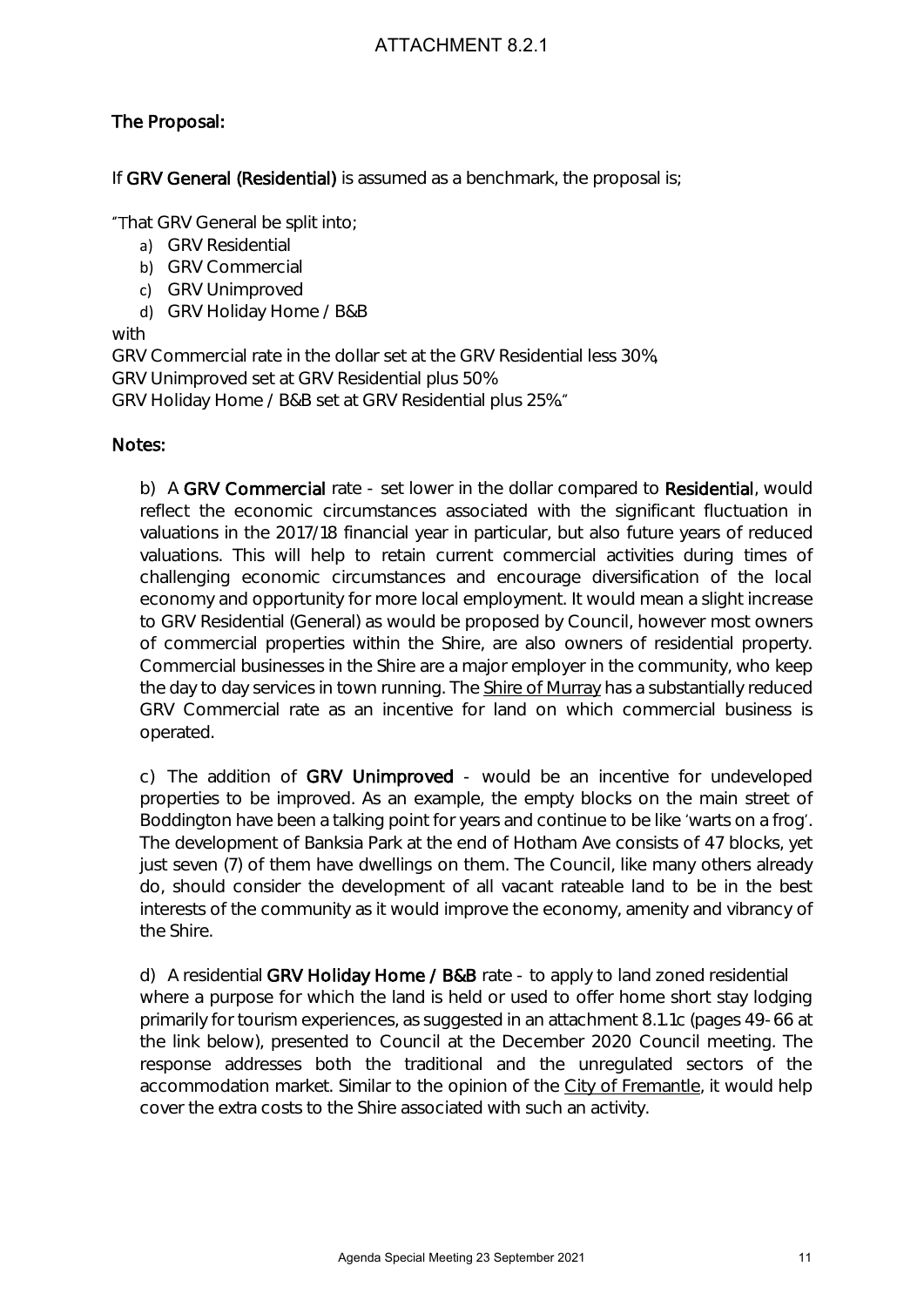ATTACHMENT 8.2.1

**The Proposal:**

If **GRV General (Residential)** is assumed as a benchmark, the proposal is;

"That GRV General be split into;

a) GRV Residential
b) GRV Commercial
c) GRV Unimproved
d) GRV Holiday Home / B&B

with

GRV Commercial rate in the dollar set at the GRV Residential less 30%,
GRV Unimproved set at GRV Residential plus 50%
GRV Holiday Home / B&B set at GRV Residential plus 25%."

**Notes:**

b) A **GRV Commercial** rate - set lower in the dollar compared to **Residential**, would reflect the economic circumstances associated with the significant fluctuation in valuations in the 2017/18 financial year in particular, but also future years of reduced valuations. This will help to retain current commercial activities during times of challenging economic circumstances and encourage diversification of the local economy and opportunity for more local employment. It would mean a slight increase to GRV Residential (General) as would be proposed by Council, however most owners of commercial properties within the Shire, are also owners of residential property. Commercial businesses in the Shire are a major employer in the community, who keep the day to day services in town running. The Shire of Murray has a substantially reduced GRV Commercial rate as an incentive for land on which commercial business is operated.

c) The addition of **GRV Unimproved** - would be an incentive for undeveloped properties to be improved. As an example, the empty blocks on the main street of Boddington have been a talking point for years and continue to be like 'warts on a frog'. The development of Banksia Park at the end of Hotham Ave consists of 47 blocks, yet just seven (7) of them have dwellings on them. The Council, like many others already do, should consider the development of all vacant rateable land to be in the best interests of the community as it would improve the economy, amenity and vibrancy of the Shire.

d) A residential **GRV Holiday Home / B&B** rate - to apply to land zoned residential where a purpose for which the land is held or used to offer home short stay lodging primarily for tourism experiences, as suggested in an attachment 8.1.1c (pages 49-66 at the link below), presented to Council at the December 2020 Council meeting. The response addresses both the traditional and the unregulated sectors of the accommodation market. Similar to the opinion of the City of Fremantle, it would help cover the extra costs to the Shire associated with such an activity.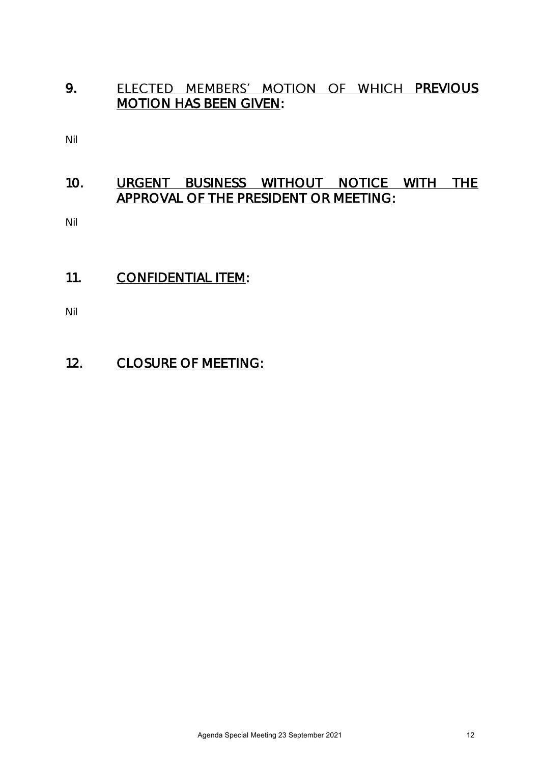## 9. ELECTED MEMBERS' MOTION OF WHICH PREVIOUS MOTION HAS BEEN GIVEN:

Nil

## 10. URGENT BUSINESS WITHOUT NOTICE WITH THE APPROVAL OF THE PRESIDENT OR MEETING:

Nil

## 11. CONFIDENTIAL ITEM:

Nil

## 12. CLOSURE OF MEETING: